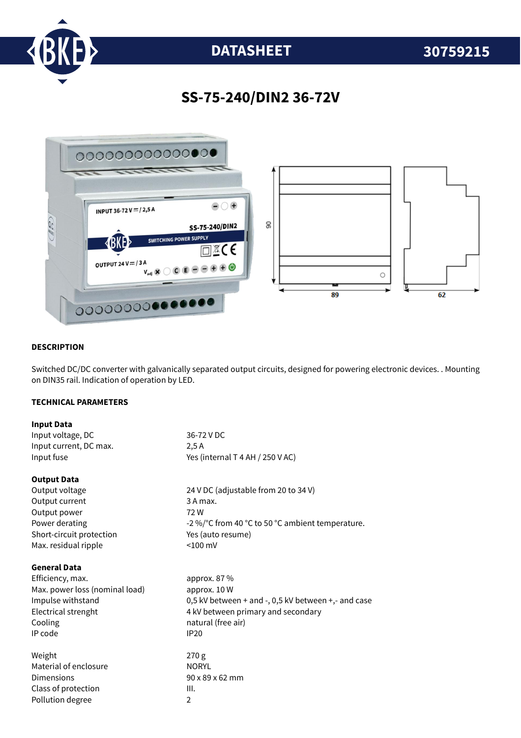DATASHEET 30759215

# SS-75-240/DIN2 36-72V

## DESCRIPTION

Switched DC/DC converter with galvanically separated output circuits, designed for powering electronic devices. . Mounting on DIN35 rail. Indication of operation by LED.

## TECHNICAL PARAMETERS

**Input Data**

| | |
|---|---|
| Input voltage, DC | 36-72 V DC |
| Input current, DC max. | 2,5 A |
| Input fuse | Yes (internal T 4 AH / 250 V AC) |

**Output Data**

| | |
|---|---|
| Output voltage | 24 V DC (adjustable from 20 to 34 V) |
| Output current | 3 A max. |
| Output power | 72 W |
| Power derating | -2 %/°C from 40 °C to 50 °C ambient temperature. |
| Short-circuit protection | Yes (auto resume) |
| Max. residual ripple | <100 mV |

**General Data**

| | |
|---|---|
| Efficiency, max. | approx. 87 % |
| Max. power loss (nominal load) | approx. 10 W |
| Impulse withstand | 0,5 kV between + and -, 0,5 kV between +,- and case |
| Electrical strenght | 4 kV between primary and secondary |
| Cooling | natural (free air) |
| IP code | IP20 |
| | |
| Weight | 270 g |
| Material of enclosure | NORYL |
| Dimensions | 90 x 89 x 62 mm |
| Class of protection | III. |
| Pollution degree | 2 |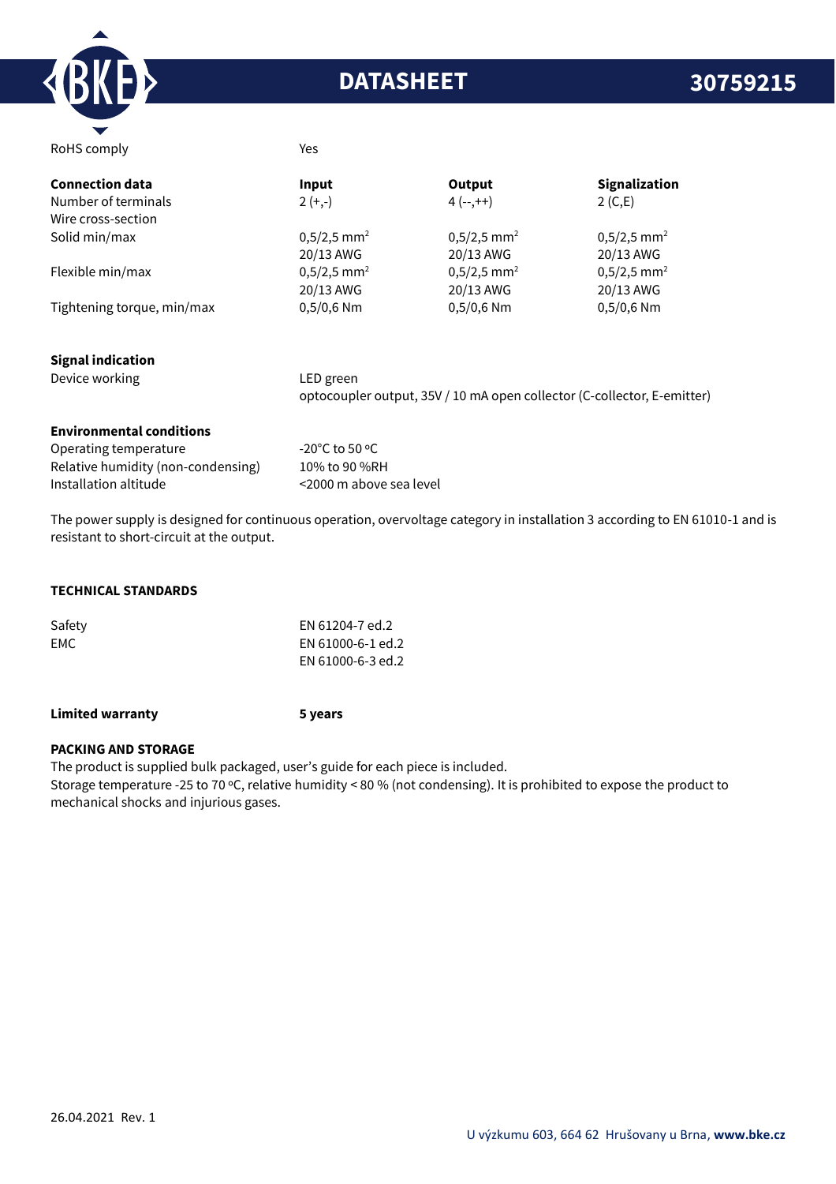| | |
|---|---|
| RoHS comply | Yes |

| **Connection data** | **Input** | **Output** | **Signalization** |
|---|---|---|---|
| Number of terminals | 2 (+,-) | 4 (--,++) | 2 (C,E) |
| Wire cross-section | | | |
| Solid min/max | 0,5/2,5 mm$^2$<br>20/13 AWG | 0,5/2,5 mm$^2$<br>20/13 AWG | 0,5/2,5 mm$^2$<br>20/13 AWG |
| Flexible min/max | 0,5/2,5 mm$^2$<br>20/13 AWG | 0,5/2,5 mm$^2$<br>20/13 AWG | 0,5/2,5 mm$^2$<br>20/13 AWG |
| Tightening torque, min/max | 0,5/0,6 Nm | 0,5/0,6 Nm | 0,5/0,6 Nm |

| **Signal indication** | |
|---|---|
| Device working | LED green<br>optocoupler output, 35V / 10 mA open collector (C-collector, E-emitter) |

| **Environmental conditions** | |
|---|---|
| Operating temperature | -20°C to 50 °C |
| Relative humidity (non-condensing) | 10% to 90 %RH |
| Installation altitude | <2000 m above sea level |

The power supply is designed for continuous operation, overvoltage category in installation 3 according to EN 61010-1 and is resistant to short-circuit at the output.

**TECHNICAL STANDARDS**

| | |
|---|---|
| Safety | EN 61204-7 ed.2 |
| EMC | EN 61000-6-1 ed.2<br>EN 61000-6-3 ed.2 |

**Limited warranty** **5 years**

**PACKING AND STORAGE**

The product is supplied bulk packaged, user's guide for each piece is included.
Storage temperature -25 to 70 °C, relative humidity < 80 % (not condensing). It is prohibited to expose the product to mechanical shocks and injurious gases.

26.04.2021 Rev. 1

U výzkumu 603, 664 62 Hrušovany u Brna, **www.bke.cz**